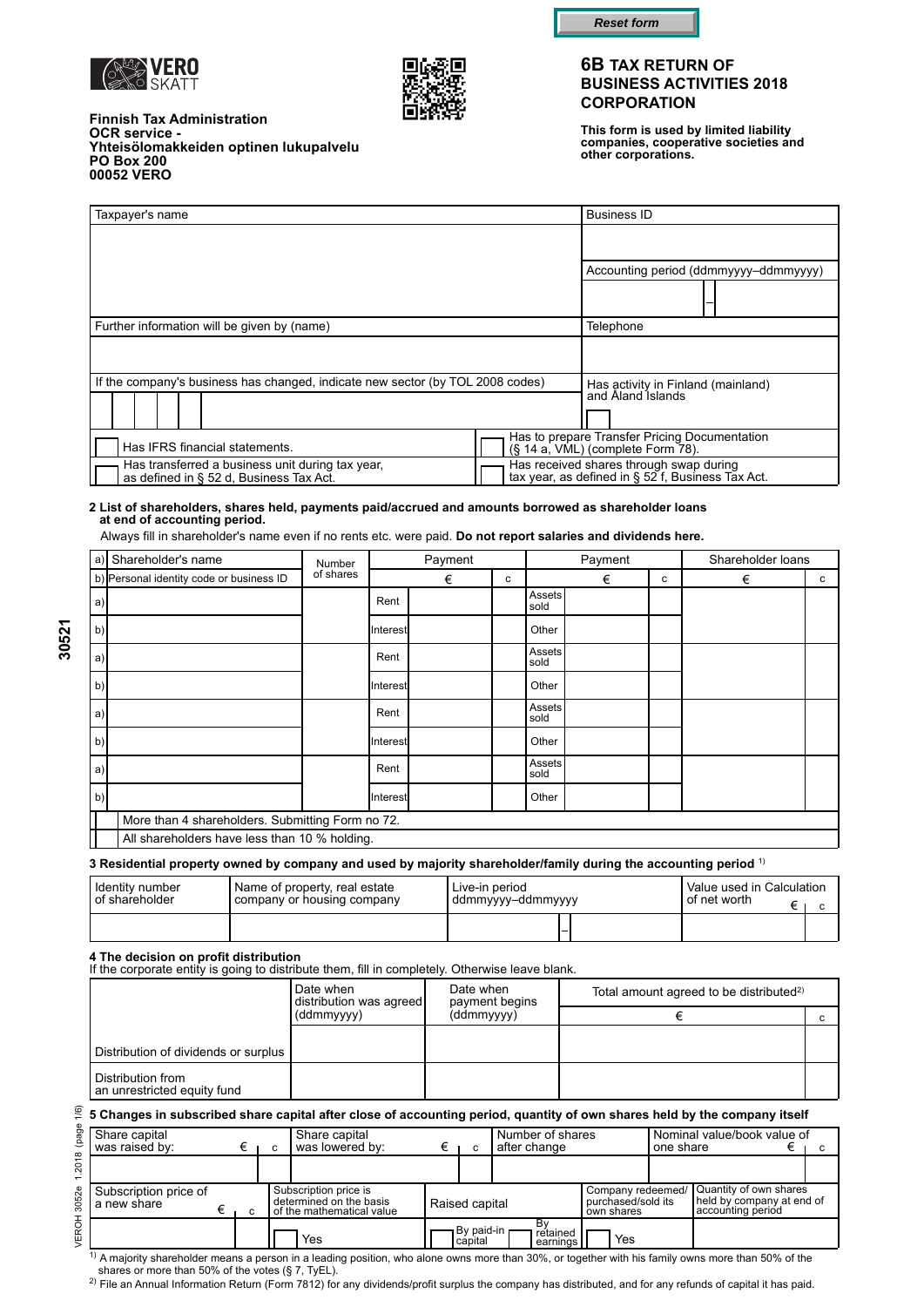Reset form

VERO SKATT

**Finnish Tax Administration**
**OCR service -**
**Yhteisölomakkeiden optinen lukupalvelu**
**PO Box 200**
**00052 VERO**

# 6B TAX RETURN OF BUSINESS ACTIVITIES 2018 CORPORATION

**This form is used by limited liability companies, cooperative societies and other corporations.**

| Taxpayer's name | Business ID |
|---|---|
| | Accounting period (ddmmyyyy–ddmmyyyy) |
| | – |
| Further information will be given by (name) | Telephone |
| | |
| If the company's business has changed, indicate new sector (by TOL 2008 codes) | Has activity in Finland (mainland) and Åland Islands |
| Has IFRS financial statements. | Has to prepare Transfer Pricing Documentation (§ 14 a, VML) (complete Form 78). |
| Has transferred a business unit during tax year, as defined in § 52 d, Business Tax Act. | Has received shares through swap during tax year, as defined in § 52 f, Business Tax Act. |

**2 List of shareholders, shares held, payments paid/accrued and amounts borrowed as shareholder loans at end of accounting period.**

Always fill in shareholder's name even if no rents etc. were paid. **Do not report salaries and dividends here.**

| a) Shareholder's name<br>b) Personal identity code or business ID | Number of shares | Payment | € | c | Payment | € | c | Shareholder loans € | c |
|---|---|---|---|---|---|---|---|---|---|
| a) | | Rent | | | Assets sold | | | | |
| b) | | Interest | | | Other | | | | |
| a) | | Rent | | | Assets sold | | | | |
| b) | | Interest | | | Other | | | | |
| a) | | Rent | | | Assets sold | | | | |
| b) | | Interest | | | Other | | | | |
| a) | | Rent | | | Assets sold | | | | |
| b) | | Interest | | | Other | | | | |

- More than 4 shareholders. Submitting Form no 72.
- All shareholders have less than 10 % holding.

**3 Residential property owned by company and used by majority shareholder/family during the accounting period** [1]

| Identity number of shareholder | Name of property, real estate company or housing company | Live-in period ddmmyyyy–ddmmyyyy | Value used in Calculation of net worth € | c |
|---|---|---|---|---|
| | | – | | |

**4 The decision on profit distribution**
If the corporate entity is going to distribute them, fill in completely. Otherwise leave blank.

| | Date when distribution was agreed (ddmmyyyy) | Date when payment begins (ddmmyyyy) | Total amount agreed to be distributed[2] € | c |
|---|---|---|---|---|
| Distribution of dividends or surplus | | | | |
| Distribution from an unrestricted equity fund | | | | |

**5 Changes in subscribed share capital after close of accounting period, quantity of own shares held by the company itself**

| Share capital was raised by: € | c | Share capital was lowered by: € | c | Number of shares after change | Nominal value/book value of one share € | c |
|---|---|---|---|---|---|---|
| | | | | | | |

| Subscription price of a new share € | c | Subscription price is determined on the basis of the mathematical value | Raised capital | Company redeemed/ purchased/sold its own shares | Quantity of own shares held by company at end of accounting period |
|---|---|---|---|---|---|
| | | Yes | By paid-in capital / By retained earnings | Yes | |

[1] A majority shareholder means a person in a leading position, who alone owns more than 30%, or together with his family owns more than 50% of the shares or more than 50% of the votes (§ 7, TyEL).

[2] File an Annual Information Return (Form 7812) for any dividends/profit surplus the company has distributed, and for any refunds of capital it has paid.

VEROH 3052e 1.2018 (page 1/6)

30521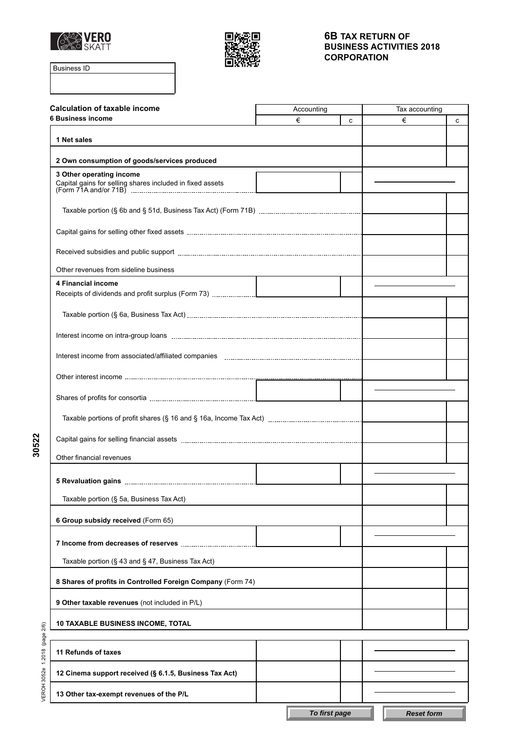**VERO SKATT**

## 6B TAX RETURN OF BUSINESS ACTIVITIES 2018 CORPORATION

| Business ID |
| --- |
| |

### Calculation of taxable income

| 6 Business income | Accounting € | c | Tax accounting € | c |
| --- | --- | --- | --- | --- |
| **1 Net sales** | | | | |
| **2 Own consumption of goods/services produced** | | | | |
| **3 Other operating income** Capital gains for selling shares included in fixed assets (Form 71A and/or 71B) | | | | |
| Taxable portion (§ 6b and § 51d, Business Tax Act) (Form 71B) | | | | |
| Capital gains for selling other fixed assets | | | | |
| Received subsidies and public support | | | | |
| Other revenues from sideline business | | | | |
| **4 Financial income** Receipts of dividends and profit surplus (Form 73) | | | | |
| Taxable portion (§ 6a, Business Tax Act) | | | | |
| Interest income on intra-group loans | | | | |
| Interest income from associated/affiliated companies | | | | |
| Other interest income | | | | |
| Shares of profits for consortia | | | | |
| Taxable portions of profit shares (§ 16 and § 16a, Income Tax Act) | | | | |
| Capital gains for selling financial assets | | | | |
| Other financial revenues | | | | |
| **5 Revaluation gains** | | | | |
| Taxable portion (§ 5a, Business Tax Act) | | | | |
| **6 Group subsidy received** (Form 65) | | | | |
| **7 Income from decreases of reserves** | | | | |
| Taxable portion (§ 43 and § 47, Business Tax Act) | | | | |
| **8 Shares of profits in Controlled Foreign Company** (Form 74) | | | | |
| **9 Other taxable revenues** (not included in P/L) | | | | |
| **10 TAXABLE BUSINESS INCOME, TOTAL** | | | | |

| | | | | |
| --- | --- | --- | --- | --- |
| **11 Refunds of taxes** | | | | |
| **12 Cinema support received (§ 6.1.5, Business Tax Act)** | | | | |
| **13 Other tax-exempt revenues of the P/L** | | | | |

To first page | Reset form

30522

VEROH 3052e 1.2018 (page 2/6)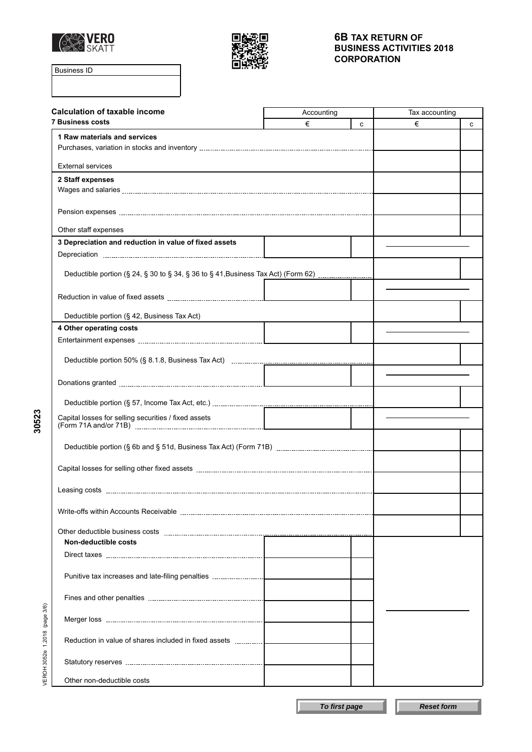VERO SKATT

# 6B TAX RETURN OF BUSINESS ACTIVITIES 2018 CORPORATION

Business ID

## Calculation of taxable income

| 7 Business costs | Accounting € | c | Tax accounting € | c |
|---|---|---|---|---|
| **1 Raw materials and services** | | | | |
| Purchases, variation in stocks and inventory | | | | |
| External services | | | | |
| **2 Staff expenses** | | | | |
| Wages and salaries | | | | |
| Pension expenses | | | | |
| Other staff expenses | | | | |
| **3 Depreciation and reduction in value of fixed assets** | | | | |
| Depreciation | | | | |
| Deductible portion (§ 24, § 30 to § 34, § 36 to § 41,Business Tax Act) (Form 62) | | | | |
| Reduction in value of fixed assets | | | | |
| Deductible portion (§ 42, Business Tax Act) | | | | |
| **4 Other operating costs** | | | | |
| Entertainment expenses | | | | |
| Deductible portion 50% (§ 8.1.8, Business Tax Act) | | | | |
| Donations granted | | | | |
| Deductible portion (§ 57, Income Tax Act, etc.) | | | | |
| Capital losses for selling securities / fixed assets (Form 71A and/or 71B) | | | | |
| Deductible portion (§ 6b and § 51d, Business Tax Act) (Form 71B) | | | | |
| Capital losses for selling other fixed assets | | | | |
| Leasing costs | | | | |
| Write-offs within Accounts Receivable | | | | |
| Other deductible business costs | | | | |
| **Non-deductible costs** | | | | |
| Direct taxes | | | | |
| Punitive tax increases and late-filing penalties | | | | |
| Fines and other penalties | | | | |
| Merger loss | | | | |
| Reduction in value of shares included in fixed assets | | | | |
| Statutory reserves | | | | |
| Other non-deductible costs | | | | |

30523

VEROH 3052e 1.2018 (page 3/6)

To first page | Reset form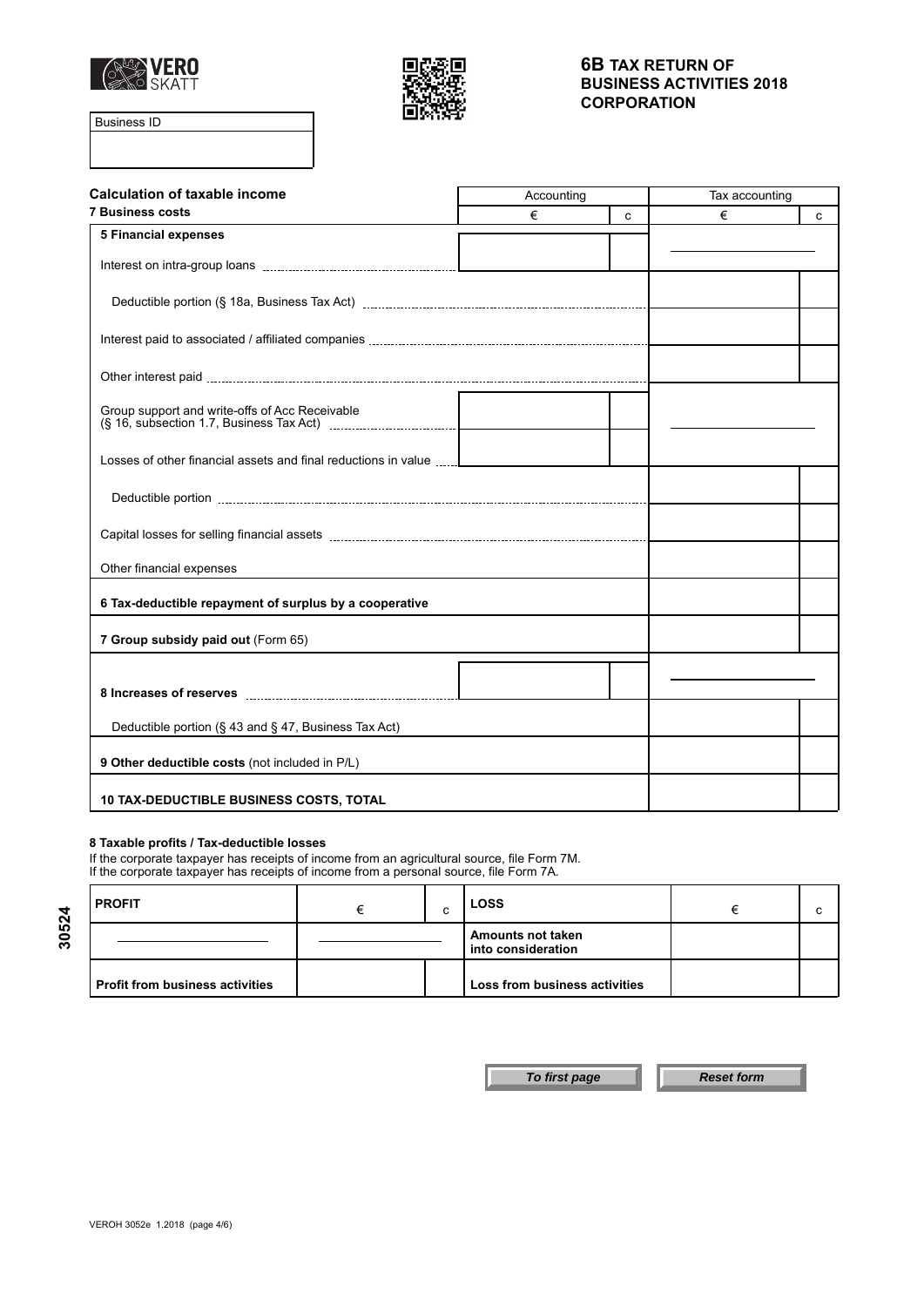# 6B TAX RETURN OF BUSINESS ACTIVITIES 2018 CORPORATION

| Business ID |
| --- |
| |

## Calculation of taxable income

**7 Business costs**

| | Accounting € | c | Tax accounting € | c |
| --- | --- | --- | --- | --- |
| **5 Financial expenses** | | | | |
| Interest on intra-group loans | | | | |
| Deductible portion (§ 18a, Business Tax Act) | | | | |
| Interest paid to associated / affiliated companies | | | | |
| Other interest paid | | | | |
| Group support and write-offs of Acc Receivable (§ 16, subsection 1.7, Business Tax Act) | | | | |
| Losses of other financial assets and final reductions in value | | | | |
| Deductible portion | | | | |
| Capital losses for selling financial assets | | | | |
| Other financial expenses | | | | |
| **6 Tax-deductible repayment of surplus by a cooperative** | | | | |
| **7 Group subsidy paid out** (Form 65) | | | | |
| **8 Increases of reserves** | | | | |
| Deductible portion (§ 43 and § 47, Business Tax Act) | | | | |
| **9 Other deductible costs** (not included in P/L) | | | | |
| **10 TAX-DEDUCTIBLE BUSINESS COSTS, TOTAL** | | | | |

**8 Taxable profits / Tax-deductible losses**

If the corporate taxpayer has receipts of income from an agricultural source, file Form 7M.
If the corporate taxpayer has receipts of income from a personal source, file Form 7A.

| PROFIT | € | c | LOSS | € | c |
| --- | --- | --- | --- | --- | --- |
| | | | **Amounts not taken into consideration** | | |
| **Profit from business activities** | | | **Loss from business activities** | | |

30524

*To first page* *Reset form*

VEROH 3052e 1.2018 (page 4/6)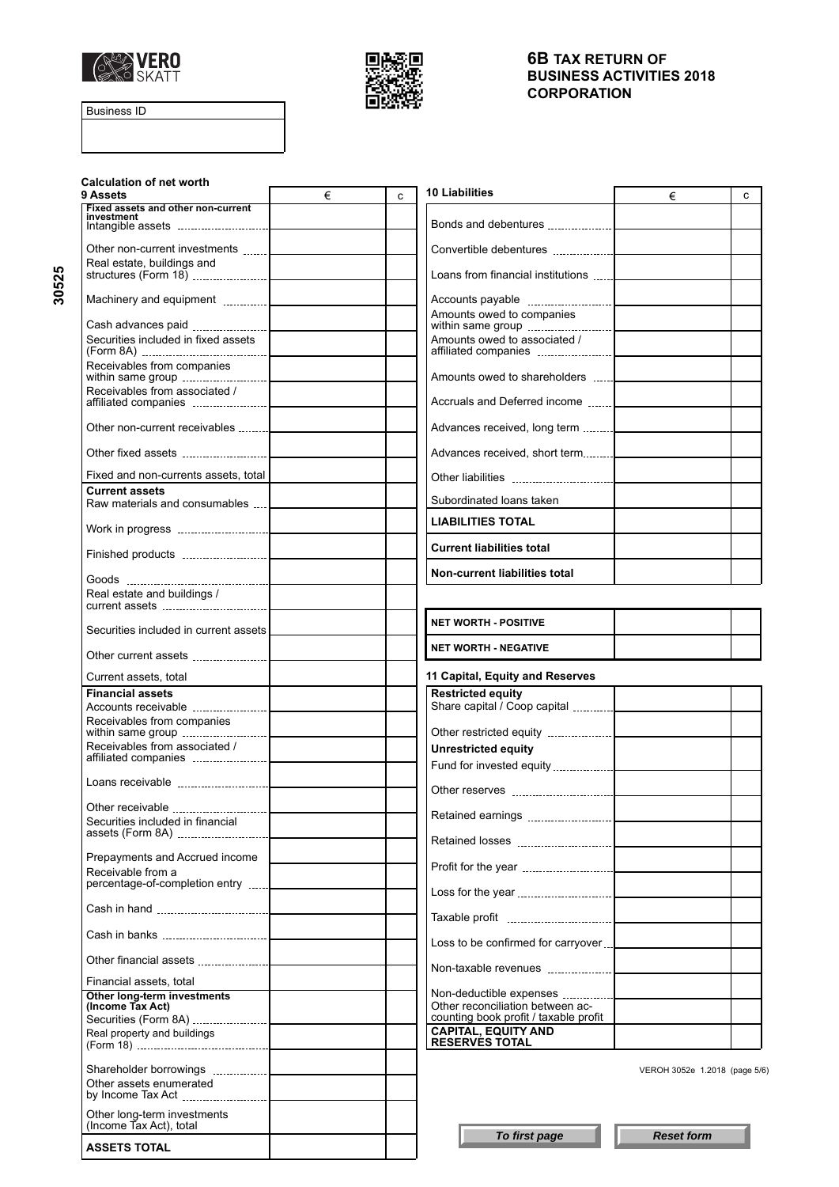**6B TAX RETURN OF BUSINESS ACTIVITIES 2018 CORPORATION**

| Business ID |
|---|
| |

30525

**Calculation of net worth**

**9 Assets**

| 9 Assets | € | c |
|---|---|---|
| **Fixed assets and other non-current investment** | | |
| Intangible assets | | |
| Other non-current investments | | |
| Real estate, buildings and structures (Form 18) | | |
| Machinery and equipment | | |
| Cash advances paid | | |
| Securities included in fixed assets (Form 8A) | | |
| Receivables from companies within same group | | |
| Receivables from associated / affiliated companies | | |
| Other non-current receivables | | |
| Other fixed assets | | |
| Fixed and non-currents assets, total | | |
| **Current assets** | | |
| Raw materials and consumables | | |
| Work in progress | | |
| Finished products | | |
| Goods | | |
| Real estate and buildings / current assets | | |
| Securities included in current assets | | |
| Other current assets | | |
| Current assets, total | | |
| **Financial assets** | | |
| Accounts receivable | | |
| Receivables from companies within same group | | |
| Receivables from associated / affiliated companies | | |
| Loans receivable | | |
| Other receivable | | |
| Securities included in financial assets (Form 8A) | | |
| Prepayments and Accrued income | | |
| Receivable from a percentage-of-completion entry | | |
| Cash in hand | | |
| Cash in banks | | |
| Other financial assets | | |
| Financial assets, total | | |
| **Other long-term investments (Income Tax Act)** | | |
| Securities (Form 8A) | | |
| Real property and buildings (Form 18) | | |
| Shareholder borrowings | | |
| Other assets enumerated by Income Tax Act | | |
| Other long-term investments (Income Tax Act), total | | |
| **ASSETS TOTAL** | | |

**10 Liabilities**

| 10 Liabilities | € | c |
|---|---|---|
| Bonds and debentures | | |
| Convertible debentures | | |
| Loans from financial institutions | | |
| Accounts payable | | |
| Amounts owed to companies within same group | | |
| Amounts owed to associated / affiliated companies | | |
| Amounts owed to shareholders | | |
| Accruals and Deferred income | | |
| Advances received, long term | | |
| Advances received, short term | | |
| Other liabilities | | |
| Subordinated loans taken | | |
| **LIABILITIES TOTAL** | | |
| **Current liabilities total** | | |
| **Non-current liabilities total** | | |

| | € | c |
|---|---|---|
| **NET WORTH - POSITIVE** | | |
| **NET WORTH - NEGATIVE** | | |

**11 Capital, Equity and Reserves**

| 11 Capital, Equity and Reserves | € | c |
|---|---|---|
| **Restricted equity** | | |
| Share capital / Coop capital | | |
| Other restricted equity | | |
| **Unrestricted equity** | | |
| Fund for invested equity | | |
| Other reserves | | |
| Retained earnings | | |
| Retained losses | | |
| Profit for the year | | |
| Loss for the year | | |
| Taxable profit | | |
| Loss to be confirmed for carryover | | |
| Non-taxable revenues | | |
| Non-deductible expenses | | |
| Other reconciliation between accounting book profit / taxable profit | | |
| **CAPITAL, EQUITY AND RESERVES TOTAL** | | |

VEROH 3052e 1.2018 (page 5/6)

*To first page* *Reset form*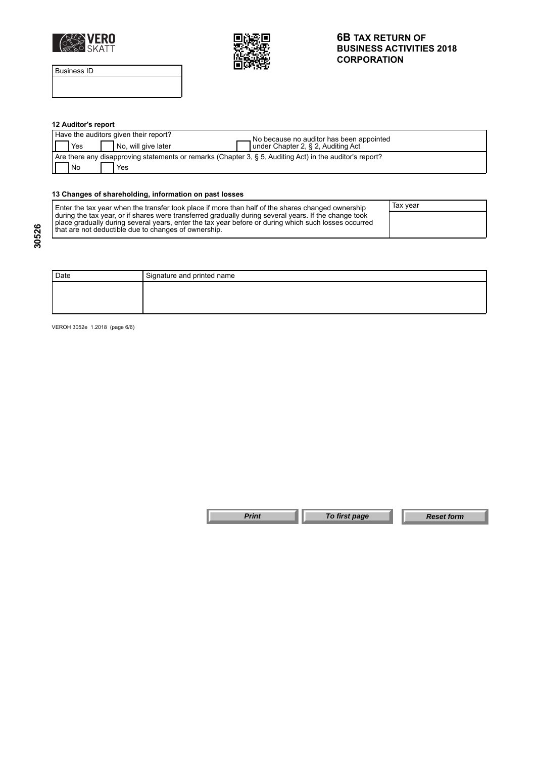# 6B TAX RETURN OF BUSINESS ACTIVITIES 2018 CORPORATION

| Business ID |
| --- |
| |

## 12 Auditor's report

Have the auditors given their report?

☐ Yes ☐ No, will give later ☐ No because no auditor has been appointed under Chapter 2, § 2, Auditing Act

Are there any disapproving statements or remarks (Chapter 3, § 5, Auditing Act) in the auditor's report?

☐ No ☐ Yes

## 13 Changes of shareholding, information on past losses

| | Tax year |
| --- | --- |
| Enter the tax year when the transfer took place if more than half of the shares changed ownership during the tax year, or if shares were transferred gradually during several years. If the change took place gradually during several years, enter the tax year before or during which such losses occurred that are not deductible due to changes of ownership. | |

| Date | Signature and printed name |
| --- | --- |
| | |

VEROH 3052e 1.2018 (page 6/6)

30526

Print | To first page | Reset form